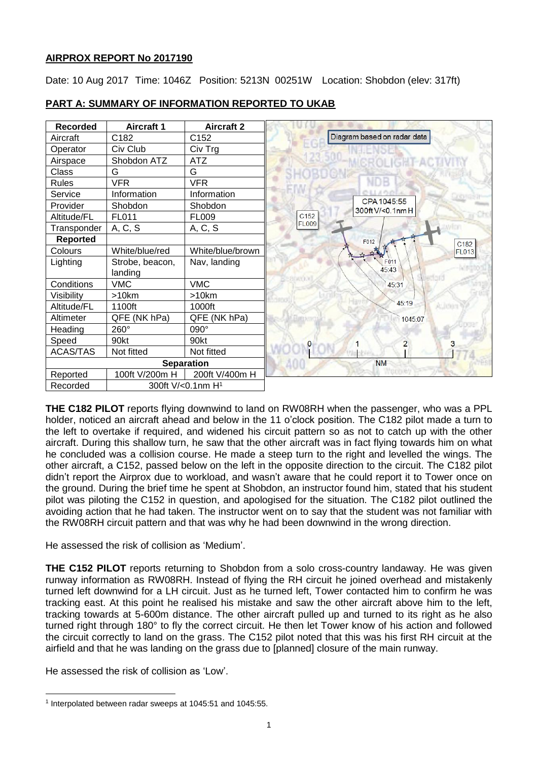## AIRPROX REPORT No 2017190

Date: 10 Aug 2017 Time: 1046Z Position: 5213N 00251W Location: Shobdon (elev: 317ft)

## PART A: SUMMARY OF INFORMATION REPORTED TO UKAB

| Recorded | Aircraft 1 | Aircraft 2 |
|---|---|---|
| Aircraft | C182 | C152 |
| Operator | Civ Club | Civ Trg |
| Airspace | Shobdon ATZ | ATZ |
| Class | G | G |
| Rules | VFR | VFR |
| Service | Information | Information |
| Provider | Shobdon | Shobdon |
| Altitude/FL | FL011 | FL009 |
| Transponder | A, C, S | A, C, S |
| **Reported** | | |
| Colours | White/blue/red | White/blue/brown |
| Lighting | Strobe, beacon, landing | Nav, landing |
| Conditions | VMC | VMC |
| Visibility | >10km | >10km |
| Altitude/FL | 1100ft | 1000ft |
| Altimeter | QFE (NK hPa) | QFE (NK hPa) |
| Heading | 260° | 090° |
| Speed | 90kt | 90kt |
| ACAS/TAS | Not fitted | Not fitted |
| **Separation** | | |
| Reported | 100ft V/200m H | 200ft V/400m H |
| Recorded | 300ft V/<0.1nm H[1] | |

Diagram based on radar data

**THE C182 PILOT** reports flying downwind to land on RW08RH when the passenger, who was a PPL holder, noticed an aircraft ahead and below in the 11 o'clock position. The C182 pilot made a turn to the left to overtake if required, and widened his circuit pattern so as not to catch up with the other aircraft. During this shallow turn, he saw that the other aircraft was in fact flying towards him on what he concluded was a collision course. He made a steep turn to the right and levelled the wings. The other aircraft, a C152, passed below on the left in the opposite direction to the circuit. The C182 pilot didn't report the Airprox due to workload, and wasn't aware that he could report it to Tower once on the ground. During the brief time he spent at Shobdon, an instructor found him, stated that his student pilot was piloting the C152 in question, and apologised for the situation. The C182 pilot outlined the avoiding action that he had taken. The instructor went on to say that the student was not familiar with the RW08RH circuit pattern and that was why he had been downwind in the wrong direction.

He assessed the risk of collision as 'Medium'.

**THE C152 PILOT** reports returning to Shobdon from a solo cross-country landaway. He was given runway information as RW08RH. Instead of flying the RH circuit he joined overhead and mistakenly turned left downwind for a LH circuit. Just as he turned left, Tower contacted him to confirm he was tracking east. At this point he realised his mistake and saw the other aircraft above him to the left, tracking towards at 5-600m distance. The other aircraft pulled up and turned to its right as he also turned right through 180° to fly the correct circuit. He then let Tower know of his action and followed the circuit correctly to land on the grass. The C152 pilot noted that this was his first RH circuit at the airfield and that he was landing on the grass due to [planned] closure of the main runway.

He assessed the risk of collision as 'Low'.

[1] Interpolated between radar sweeps at 1045:51 and 1045:55.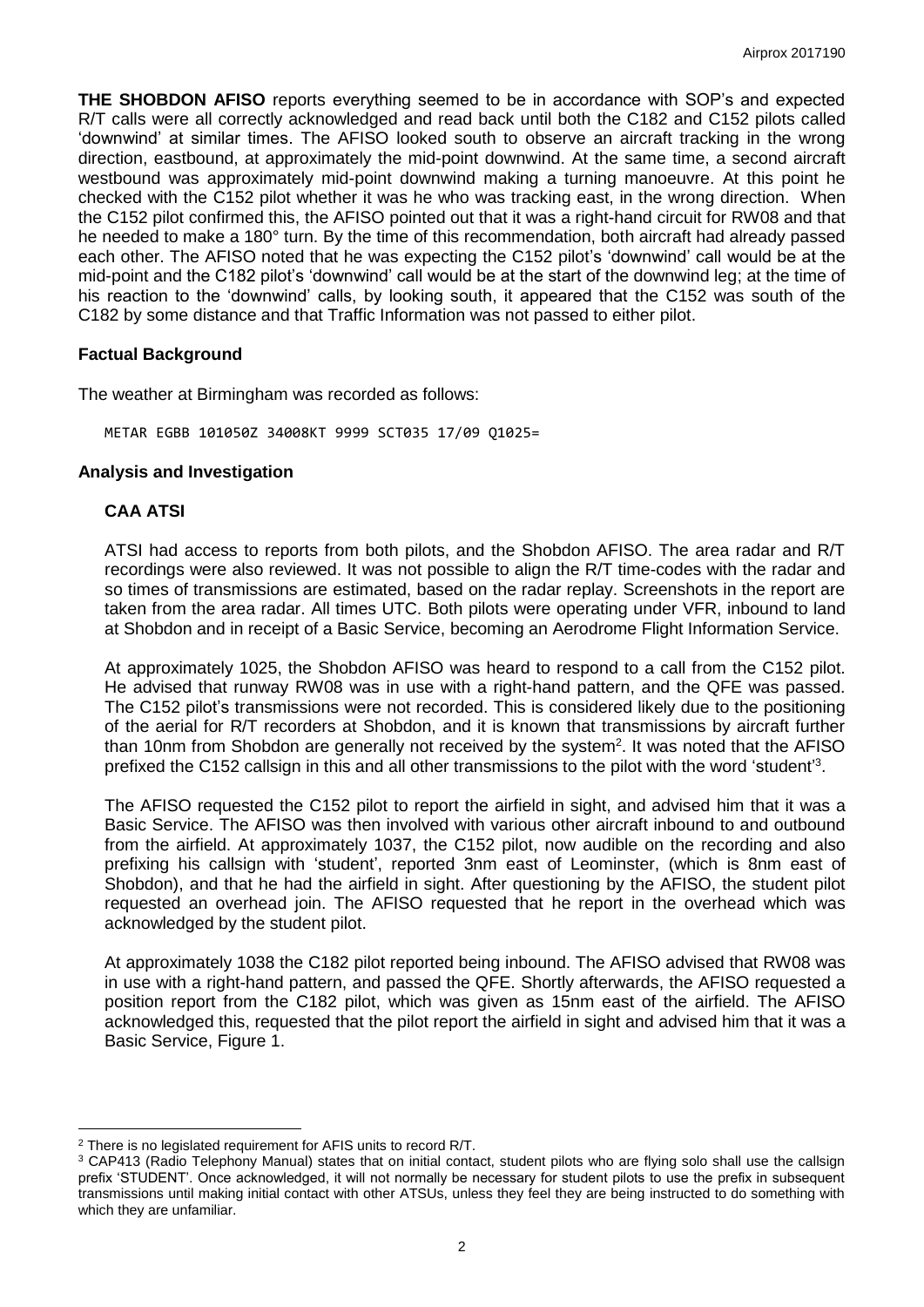**THE SHOBDON AFISO** reports everything seemed to be in accordance with SOP's and expected R/T calls were all correctly acknowledged and read back until both the C182 and C152 pilots called 'downwind' at similar times. The AFISO looked south to observe an aircraft tracking in the wrong direction, eastbound, at approximately the mid-point downwind. At the same time, a second aircraft westbound was approximately mid-point downwind making a turning manoeuvre. At this point he checked with the C152 pilot whether it was he who was tracking east, in the wrong direction. When the C152 pilot confirmed this, the AFISO pointed out that it was a right-hand circuit for RW08 and that he needed to make a 180° turn. By the time of this recommendation, both aircraft had already passed each other. The AFISO noted that he was expecting the C152 pilot's 'downwind' call would be at the mid-point and the C182 pilot's 'downwind' call would be at the start of the downwind leg; at the time of his reaction to the 'downwind' calls, by looking south, it appeared that the C152 was south of the C182 by some distance and that Traffic Information was not passed to either pilot.

## Factual Background

The weather at Birmingham was recorded as follows:

```
METAR EGBB 101050Z 34008KT 9999 SCT035 17/09 Q1025=
```

## Analysis and Investigation

### CAA ATSI

ATSI had access to reports from both pilots, and the Shobdon AFISO. The area radar and R/T recordings were also reviewed. It was not possible to align the R/T time-codes with the radar and so times of transmissions are estimated, based on the radar replay. Screenshots in the report are taken from the area radar. All times UTC. Both pilots were operating under VFR, inbound to land at Shobdon and in receipt of a Basic Service, becoming an Aerodrome Flight Information Service.

At approximately 1025, the Shobdon AFISO was heard to respond to a call from the C152 pilot. He advised that runway RW08 was in use with a right-hand pattern, and the QFE was passed. The C152 pilot's transmissions were not recorded. This is considered likely due to the positioning of the aerial for R/T recorders at Shobdon, and it is known that transmissions by aircraft further than 10nm from Shobdon are generally not received by the system[2]. It was noted that the AFISO prefixed the C152 callsign in this and all other transmissions to the pilot with the word 'student'[3].

The AFISO requested the C152 pilot to report the airfield in sight, and advised him that it was a Basic Service. The AFISO was then involved with various other aircraft inbound to and outbound from the airfield. At approximately 1037, the C152 pilot, now audible on the recording and also prefixing his callsign with 'student', reported 3nm east of Leominster, (which is 8nm east of Shobdon), and that he had the airfield in sight. After questioning by the AFISO, the student pilot requested an overhead join. The AFISO requested that he report in the overhead which was acknowledged by the student pilot.

At approximately 1038 the C182 pilot reported being inbound. The AFISO advised that RW08 was in use with a right-hand pattern, and passed the QFE. Shortly afterwards, the AFISO requested a position report from the C182 pilot, which was given as 15nm east of the airfield. The AFISO acknowledged this, requested that the pilot report the airfield in sight and advised him that it was a Basic Service, Figure 1.

---

[2] There is no legislated requirement for AFIS units to record R/T.

[3] CAP413 (Radio Telephony Manual) states that on initial contact, student pilots who are flying solo shall use the callsign prefix 'STUDENT'. Once acknowledged, it will not normally be necessary for student pilots to use the prefix in subsequent transmissions until making initial contact with other ATSUs, unless they feel they are being instructed to do something with which they are unfamiliar.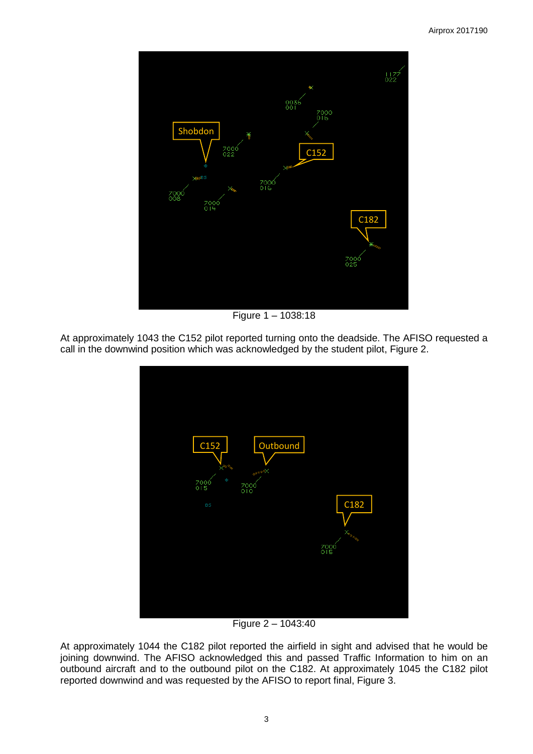Figure 1 – 1038:18

At approximately 1043 the C152 pilot reported turning onto the deadside. The AFISO requested a call in the downwind position which was acknowledged by the student pilot, Figure 2.

Figure 2 – 1043:40

At approximately 1044 the C182 pilot reported the airfield in sight and advised that he would be joining downwind. The AFISO acknowledged this and passed Traffic Information to him on an outbound aircraft and to the outbound pilot on the C182. At approximately 1045 the C182 pilot reported downwind and was requested by the AFISO to report final, Figure 3.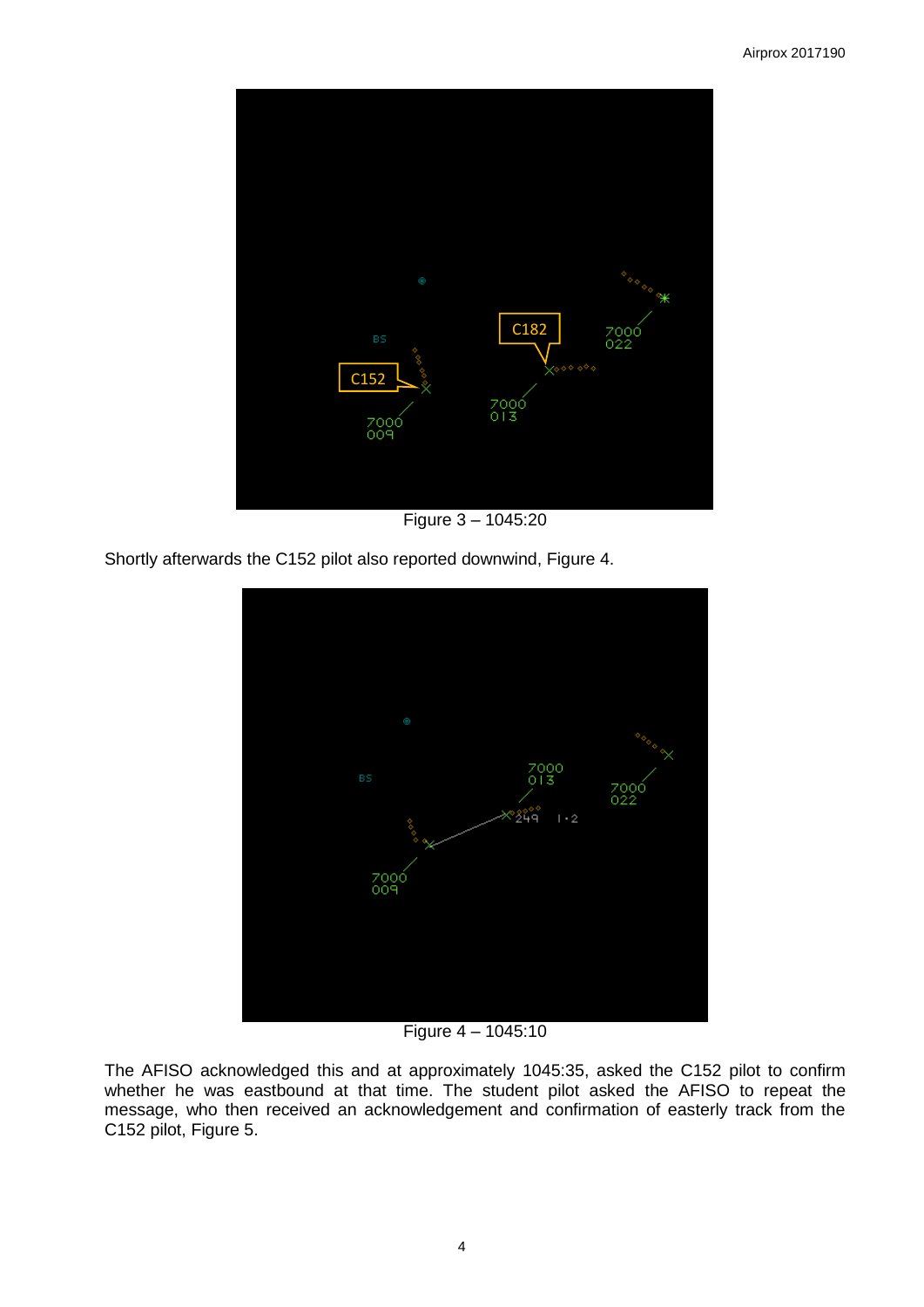Figure 3 – 1045:20

Shortly afterwards the C152 pilot also reported downwind, Figure 4.

Figure 4 – 1045:10

The AFISO acknowledged this and at approximately 1045:35, asked the C152 pilot to confirm whether he was eastbound at that time. The student pilot asked the AFISO to repeat the message, who then received an acknowledgement and confirmation of easterly track from the C152 pilot, Figure 5.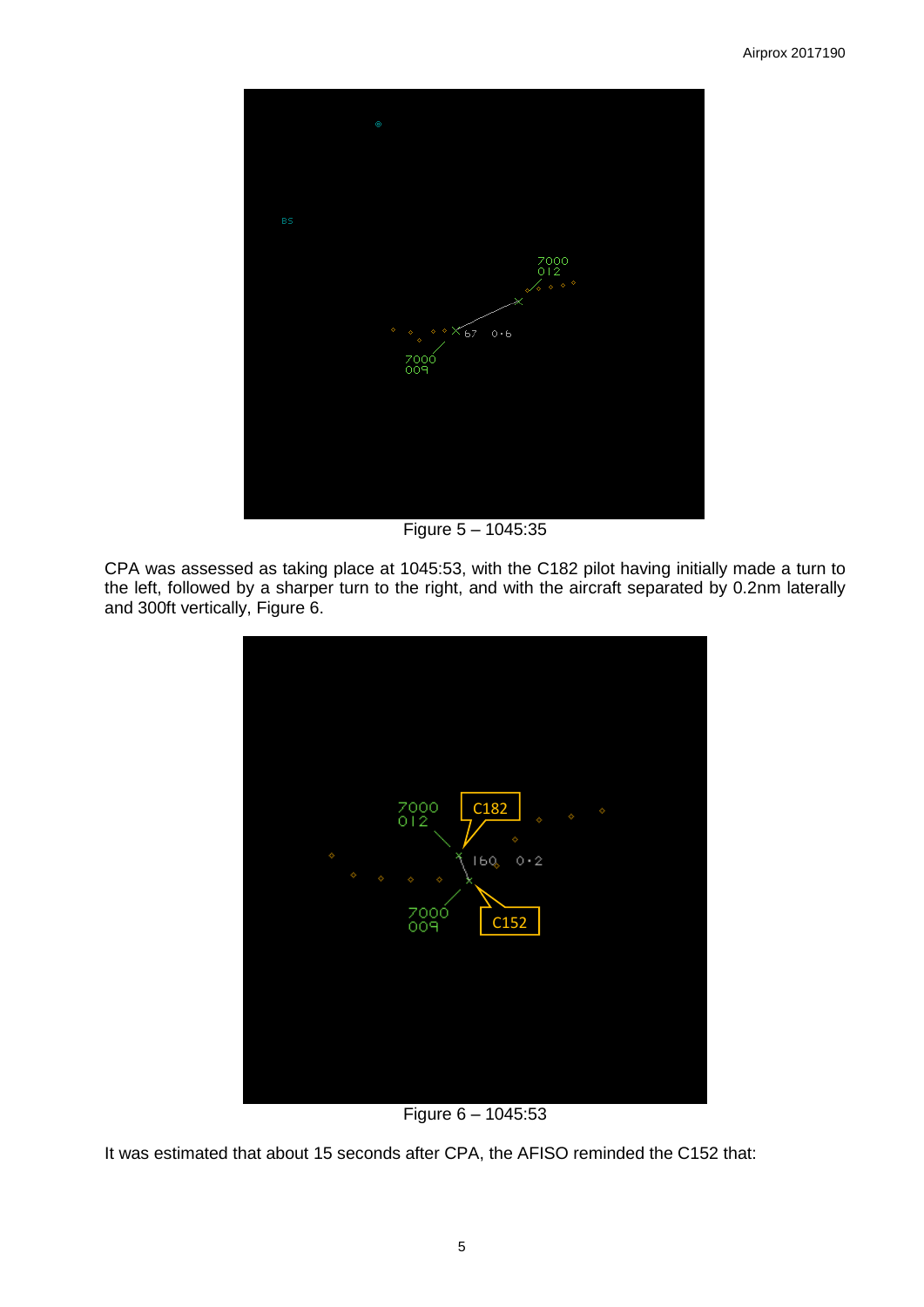Figure 5 – 1045:35

CPA was assessed as taking place at 1045:53, with the C182 pilot having initially made a turn to the left, followed by a sharper turn to the right, and with the aircraft separated by 0.2nm laterally and 300ft vertically, Figure 6.

Figure 6 – 1045:53

It was estimated that about 15 seconds after CPA, the AFISO reminded the C152 that: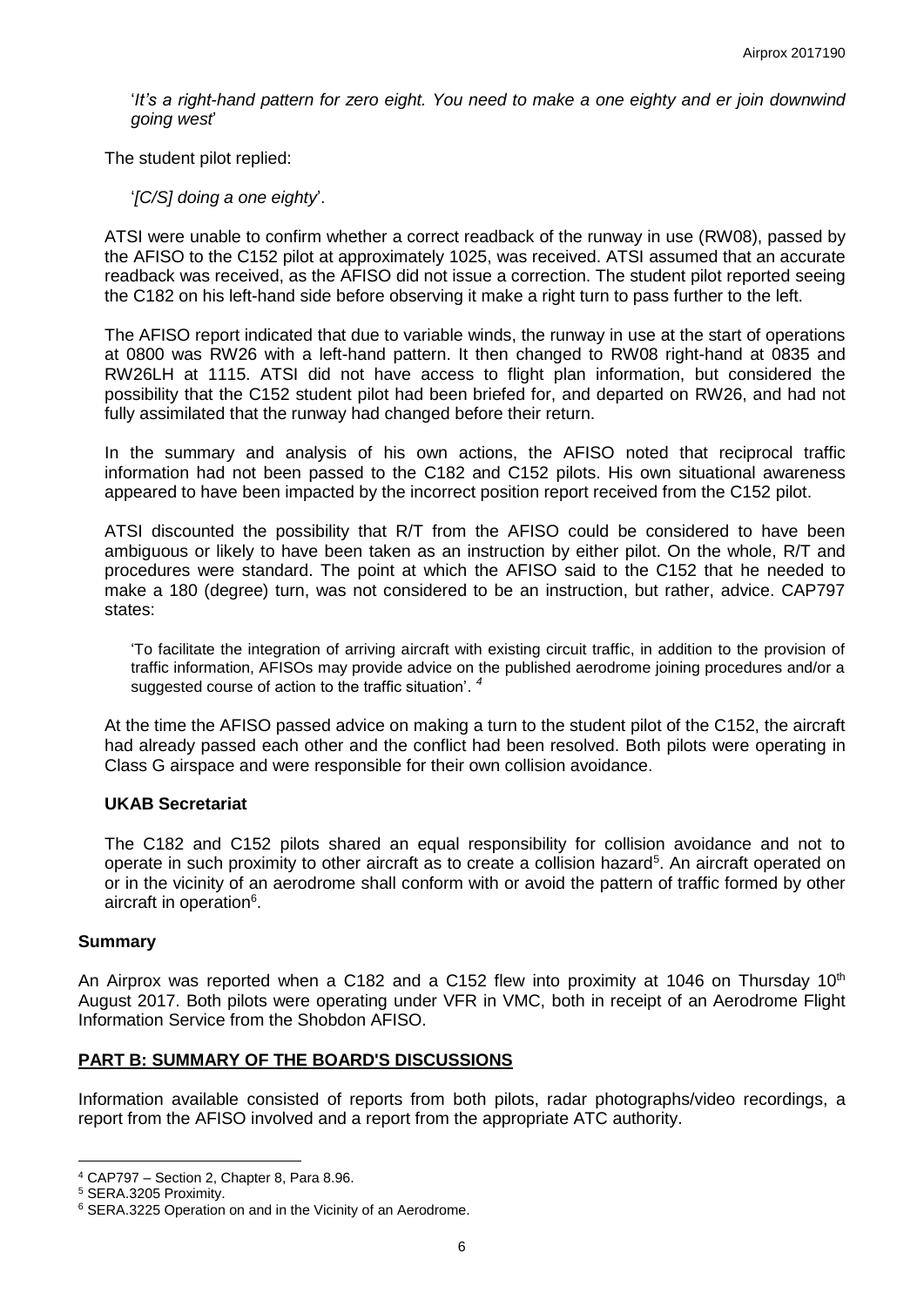'*It's a right-hand pattern for zero eight. You need to make a one eighty and er join downwind going west*'

The student pilot replied:

'*[C/S] doing a one eighty*'.

ATSI were unable to confirm whether a correct readback of the runway in use (RW08), passed by the AFISO to the C152 pilot at approximately 1025, was received. ATSI assumed that an accurate readback was received, as the AFISO did not issue a correction. The student pilot reported seeing the C182 on his left-hand side before observing it make a right turn to pass further to the left.

The AFISO report indicated that due to variable winds, the runway in use at the start of operations at 0800 was RW26 with a left-hand pattern. It then changed to RW08 right-hand at 0835 and RW26LH at 1115. ATSI did not have access to flight plan information, but considered the possibility that the C152 student pilot had been briefed for, and departed on RW26, and had not fully assimilated that the runway had changed before their return.

In the summary and analysis of his own actions, the AFISO noted that reciprocal traffic information had not been passed to the C182 and C152 pilots. His own situational awareness appeared to have been impacted by the incorrect position report received from the C152 pilot.

ATSI discounted the possibility that R/T from the AFISO could be considered to have been ambiguous or likely to have been taken as an instruction by either pilot. On the whole, R/T and procedures were standard. The point at which the AFISO said to the C152 that he needed to make a 180 (degree) turn, was not considered to be an instruction, but rather, advice. CAP797 states:

> 'To facilitate the integration of arriving aircraft with existing circuit traffic, in addition to the provision of traffic information, AFISOs may provide advice on the published aerodrome joining procedures and/or a suggested course of action to the traffic situation'. [4]

At the time the AFISO passed advice on making a turn to the student pilot of the C152, the aircraft had already passed each other and the conflict had been resolved. Both pilots were operating in Class G airspace and were responsible for their own collision avoidance.

### UKAB Secretariat

The C182 and C152 pilots shared an equal responsibility for collision avoidance and not to operate in such proximity to other aircraft as to create a collision hazard[5]. An aircraft operated on or in the vicinity of an aerodrome shall conform with or avoid the pattern of traffic formed by other aircraft in operation[6].

## Summary

An Airprox was reported when a C182 and a C152 flew into proximity at 1046 on Thursday 10th August 2017. Both pilots were operating under VFR in VMC, both in receipt of an Aerodrome Flight Information Service from the Shobdon AFISO.

## PART B: SUMMARY OF THE BOARD'S DISCUSSIONS

Information available consisted of reports from both pilots, radar photographs/video recordings, a report from the AFISO involved and a report from the appropriate ATC authority.

---

[4] CAP797 – Section 2, Chapter 8, Para 8.96.

[5] SERA.3205 Proximity.

[6] SERA.3225 Operation on and in the Vicinity of an Aerodrome.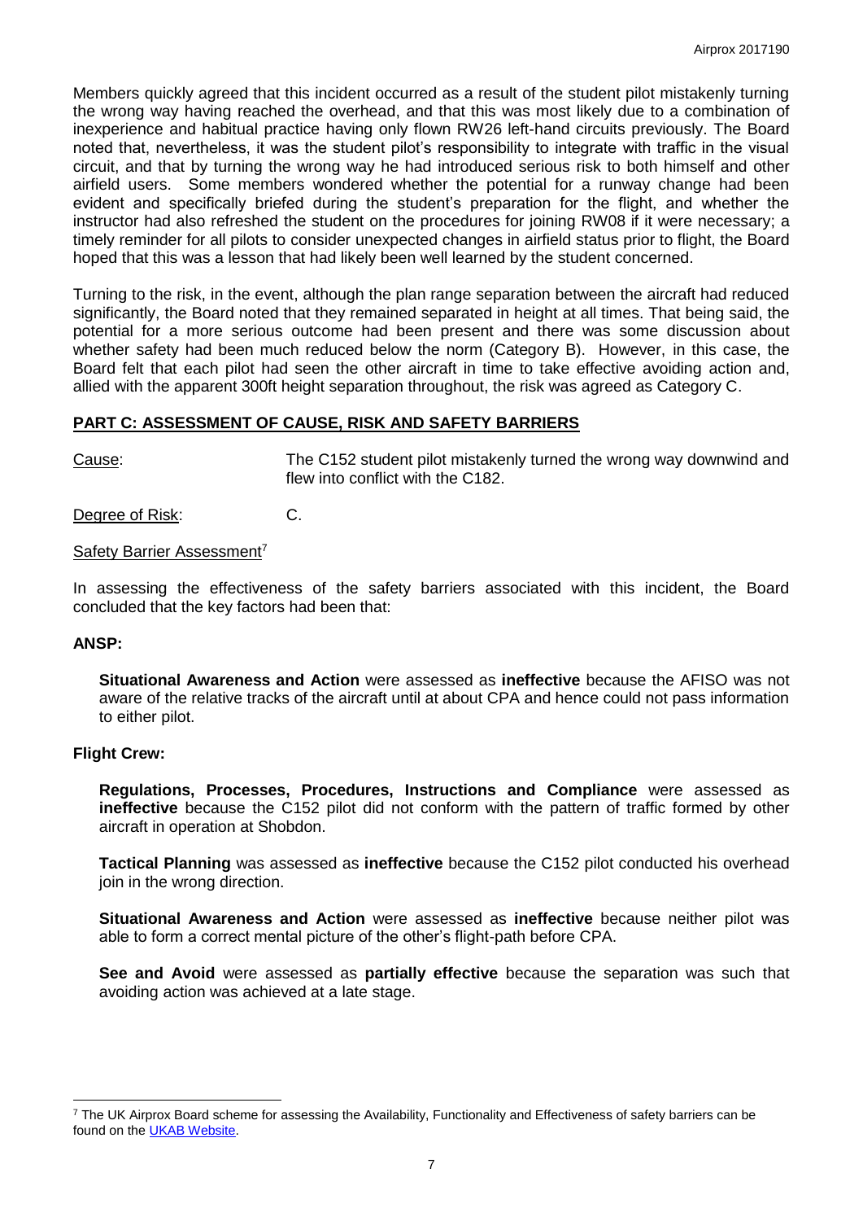Members quickly agreed that this incident occurred as a result of the student pilot mistakenly turning the wrong way having reached the overhead, and that this was most likely due to a combination of inexperience and habitual practice having only flown RW26 left-hand circuits previously. The Board noted that, nevertheless, it was the student pilot's responsibility to integrate with traffic in the visual circuit, and that by turning the wrong way he had introduced serious risk to both himself and other airfield users. Some members wondered whether the potential for a runway change had been evident and specifically briefed during the student's preparation for the flight, and whether the instructor had also refreshed the student on the procedures for joining RW08 if it were necessary; a timely reminder for all pilots to consider unexpected changes in airfield status prior to flight, the Board hoped that this was a lesson that had likely been well learned by the student concerned.

Turning to the risk, in the event, although the plan range separation between the aircraft had reduced significantly, the Board noted that they remained separated in height at all times. That being said, the potential for a more serious outcome had been present and there was some discussion about whether safety had been much reduced below the norm (Category B). However, in this case, the Board felt that each pilot had seen the other aircraft in time to take effective avoiding action and, allied with the apparent 300ft height separation throughout, the risk was agreed as Category C.

## PART C: ASSESSMENT OF CAUSE, RISK AND SAFETY BARRIERS

Cause: The C152 student pilot mistakenly turned the wrong way downwind and flew into conflict with the C182.

Degree of Risk: C.

Safety Barrier Assessment[7]

In assessing the effectiveness of the safety barriers associated with this incident, the Board concluded that the key factors had been that:

### ANSP:

**Situational Awareness and Action** were assessed as **ineffective** because the AFISO was not aware of the relative tracks of the aircraft until at about CPA and hence could not pass information to either pilot.

### Flight Crew:

**Regulations, Processes, Procedures, Instructions and Compliance** were assessed as **ineffective** because the C152 pilot did not conform with the pattern of traffic formed by other aircraft in operation at Shobdon.

**Tactical Planning** was assessed as **ineffective** because the C152 pilot conducted his overhead join in the wrong direction.

**Situational Awareness and Action** were assessed as **ineffective** because neither pilot was able to form a correct mental picture of the other's flight-path before CPA.

**See and Avoid** were assessed as **partially effective** because the separation was such that avoiding action was achieved at a late stage.

---

[7] The UK Airprox Board scheme for assessing the Availability, Functionality and Effectiveness of safety barriers can be found on the UKAB Website.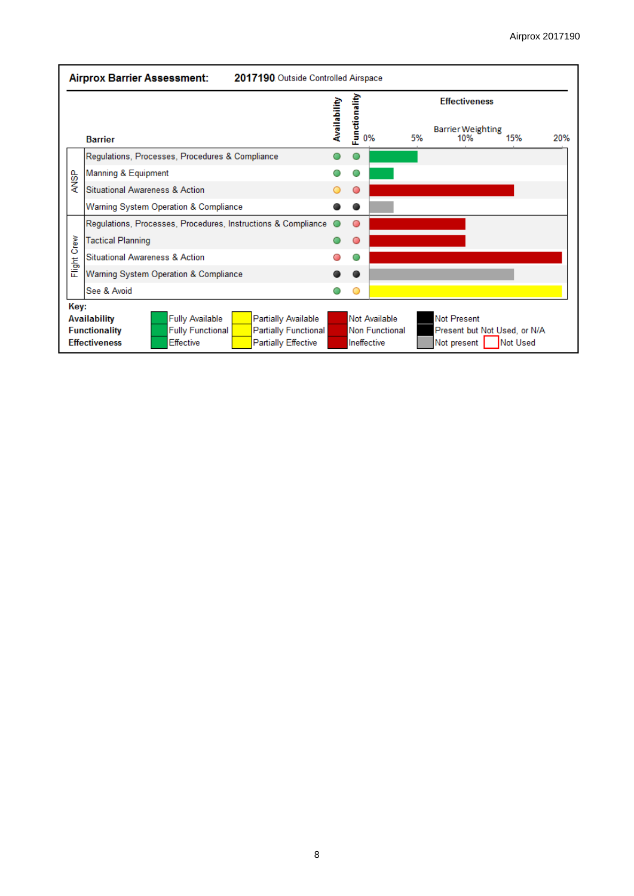**Airprox Barrier Assessment:** **2017190** Outside Controlled Airspace

Barrier

Availability

Functionality

Effectiveness

Barrier Weighting

0% 5% 10% 15% 20%

ANSP

Regulations, Processes, Procedures & Compliance

Manning & Equipment

Situational Awareness & Action

Warning System Operation & Compliance

Flight Crew

Regulations, Processes, Procedures, Instructions & Compliance

Tactical Planning

Situational Awareness & Action

Warning System Operation & Compliance

See & Avoid

**Key:**

**Availability** Fully Available / Partially Available / Not Available / Not Present

**Functionality** Fully Functional / Partially Functional / Non Functional / Present but Not Used, or N/A

**Effectiveness** Effective / Partially Effective / Ineffective / Not present / Not Used